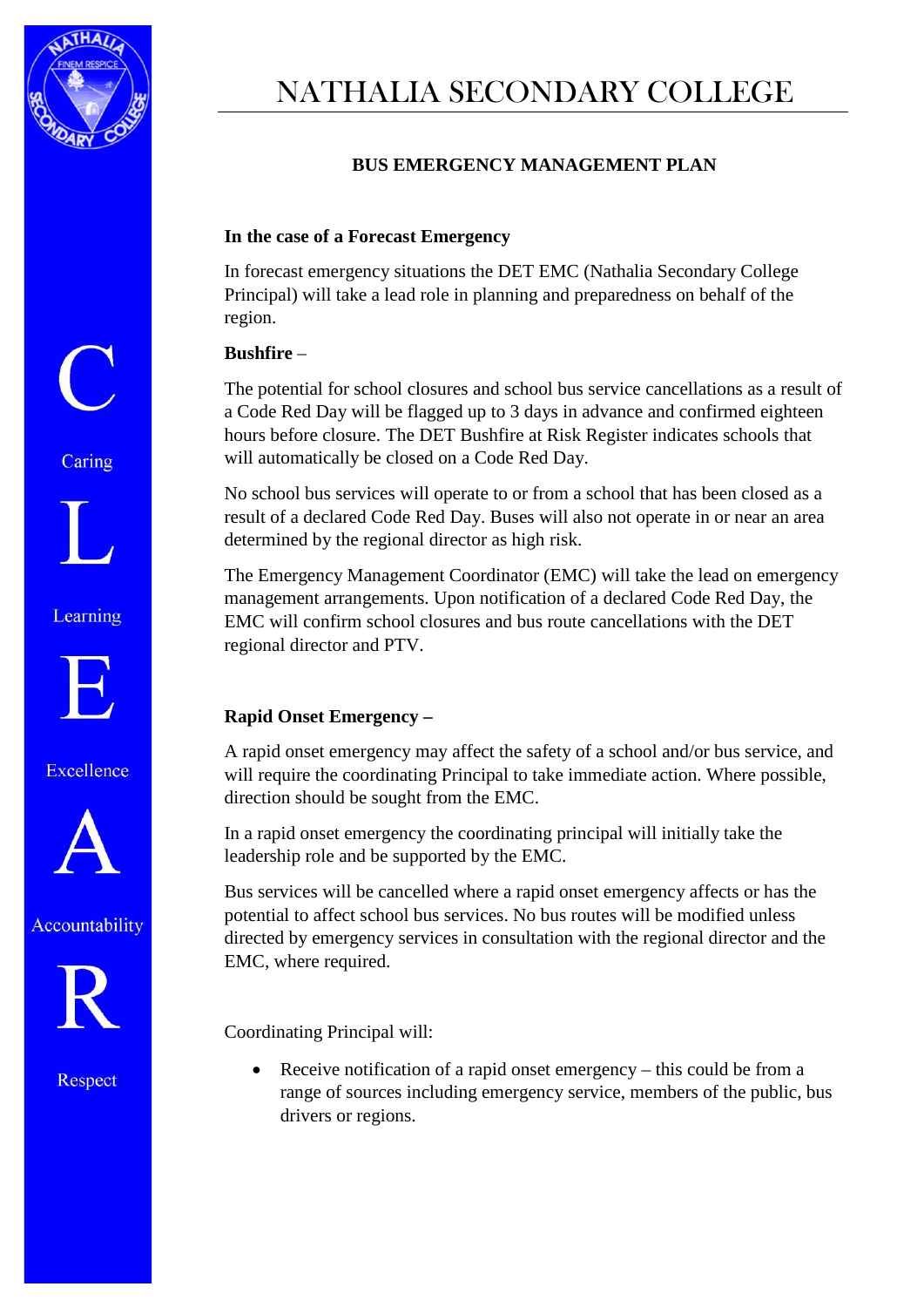# NATHALIA SECONDARY COLLEGE

## BUS EMERGENCY MANAGEMENT PLAN

**In the case of a Forecast Emergency**

In forecast emergency situations the DET EMC (Nathalia Secondary College Principal) will take a lead role in planning and preparedness on behalf of the region.

**Bushfire** –

The potential for school closures and school bus service cancellations as a result of a Code Red Day will be flagged up to 3 days in advance and confirmed eighteen hours before closure. The DET Bushfire at Risk Register indicates schools that will automatically be closed on a Code Red Day.

No school bus services will operate to or from a school that has been closed as a result of a declared Code Red Day. Buses will also not operate in or near an area determined by the regional director as high risk.

The Emergency Management Coordinator (EMC) will take the lead on emergency management arrangements. Upon notification of a declared Code Red Day, the EMC will confirm school closures and bus route cancellations with the DET regional director and PTV.

**Rapid Onset Emergency –**

A rapid onset emergency may affect the safety of a school and/or bus service, and will require the coordinating Principal to take immediate action. Where possible, direction should be sought from the EMC.

In a rapid onset emergency the coordinating principal will initially take the leadership role and be supported by the EMC.

Bus services will be cancelled where a rapid onset emergency affects or has the potential to affect school bus services. No bus routes will be modified unless directed by emergency services in consultation with the regional director and the EMC, where required.

Coordinating Principal will:

- Receive notification of a rapid onset emergency – this could be from a range of sources including emergency service, members of the public, bus drivers or regions.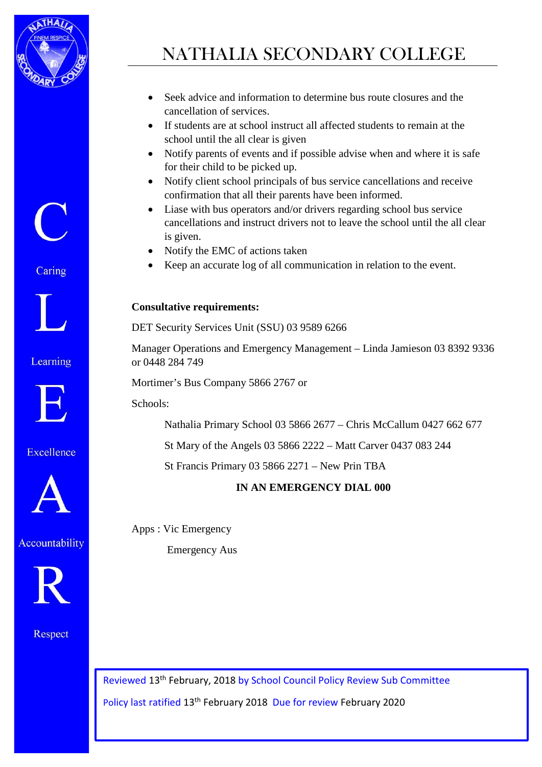- Seek advice and information to determine bus route closures and the cancellation of services.
- If students are at school instruct all affected students to remain at the school until the all clear is given
- Notify parents of events and if possible advise when and where it is safe for their child to be picked up.
- Notify client school principals of bus service cancellations and receive confirmation that all their parents have been informed.
- Liase with bus operators and/or drivers regarding school bus service cancellations and instruct drivers not to leave the school until the all clear is given.
- Notify the EMC of actions taken
- Keep an accurate log of all communication in relation to the event.

**Consultative requirements:**

DET Security Services Unit (SSU) 03 9589 6266

Manager Operations and Emergency Management – Linda Jamieson 03 8392 9336 or 0448 284 749

Mortimer's Bus Company 5866 2767 or

Schools:

Nathalia Primary School 03 5866 2677 – Chris McCallum 0427 662 677

St Mary of the Angels 03 5866 2222 – Matt Carver 0437 083 244

St Francis Primary 03 5866 2271 – New Prin TBA

**IN AN EMERGENCY DIAL 000**

Apps : Vic Emergency

Emergency Aus

Reviewed 13th February, 2018 by School Council Policy Review Sub Committee

Policy last ratified 13th February 2018 Due for review February 2020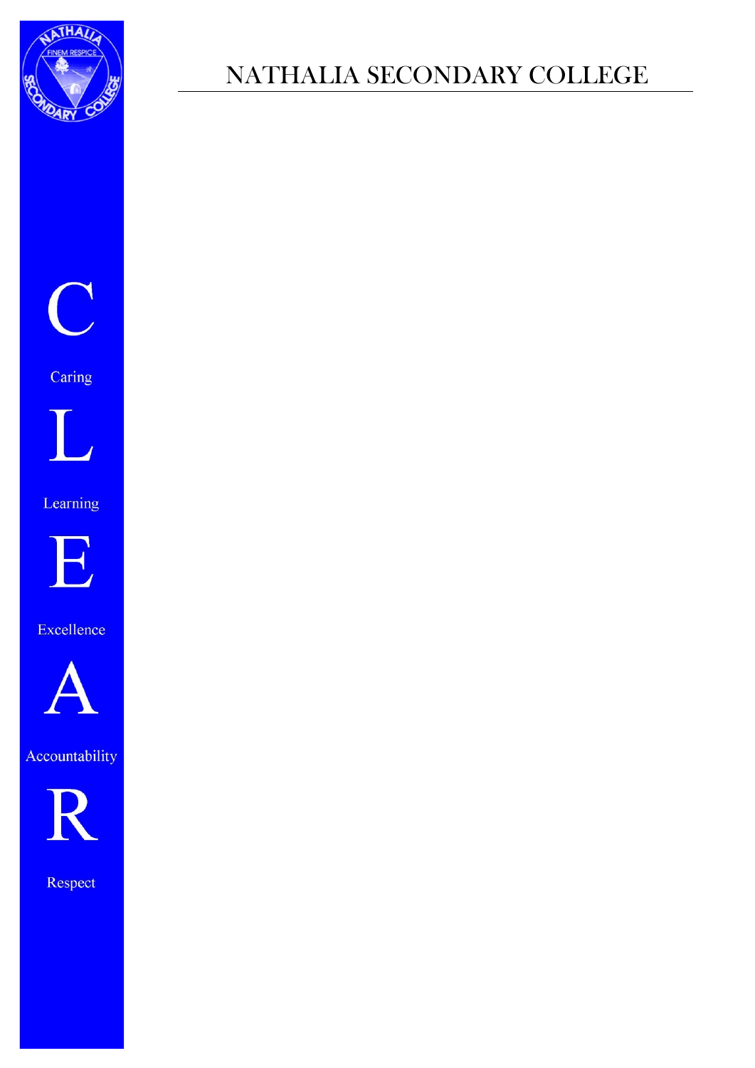# NATHALIA SECONDARY COLLEGE

C

Caring

L

Learning

E

Excellence

A

Accountability

R

Respect